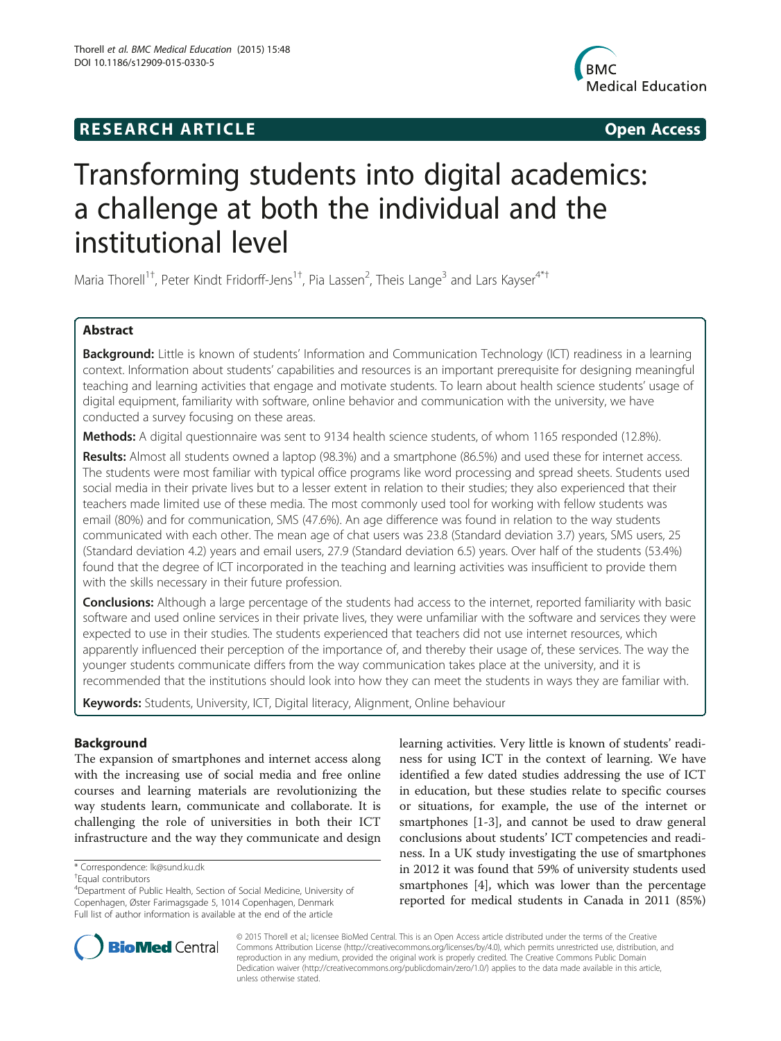**RESEARCH ARTICLE** **Open Access**

# Transforming students into digital academics: a challenge at both the individual and the institutional level

Maria Thorell[1†], Peter Kindt Fridorff-Jens[1†], Pia Lassen[2], Theis Lange[3] and Lars Kayser[4*†]

## Abstract

**Background:** Little is known of students' Information and Communication Technology (ICT) readiness in a learning context. Information about students' capabilities and resources is an important prerequisite for designing meaningful teaching and learning activities that engage and motivate students. To learn about health science students' usage of digital equipment, familiarity with software, online behavior and communication with the university, we have conducted a survey focusing on these areas.

**Methods:** A digital questionnaire was sent to 9134 health science students, of whom 1165 responded (12.8%).

**Results:** Almost all students owned a laptop (98.3%) and a smartphone (86.5%) and used these for internet access. The students were most familiar with typical office programs like word processing and spread sheets. Students used social media in their private lives but to a lesser extent in relation to their studies; they also experienced that their teachers made limited use of these media. The most commonly used tool for working with fellow students was email (80%) and for communication, SMS (47.6%). An age difference was found in relation to the way students communicated with each other. The mean age of chat users was 23.8 (Standard deviation 3.7) years, SMS users, 25 (Standard deviation 4.2) years and email users, 27.9 (Standard deviation 6.5) years. Over half of the students (53.4%) found that the degree of ICT incorporated in the teaching and learning activities was insufficient to provide them with the skills necessary in their future profession.

**Conclusions:** Although a large percentage of the students had access to the internet, reported familiarity with basic software and used online services in their private lives, they were unfamiliar with the software and services they were expected to use in their studies. The students experienced that teachers did not use internet resources, which apparently influenced their perception of the importance of, and thereby their usage of, these services. The way the younger students communicate differs from the way communication takes place at the university, and it is recommended that the institutions should look into how they can meet the students in ways they are familiar with.

**Keywords:** Students, University, ICT, Digital literacy, Alignment, Online behaviour

## Background

The expansion of smartphones and internet access along with the increasing use of social media and free online courses and learning materials are revolutionizing the way students learn, communicate and collaborate. It is challenging the role of universities in both their ICT infrastructure and the way they communicate and design learning activities. Very little is known of students' readiness for using ICT in the context of learning. We have identified a few dated studies addressing the use of ICT in education, but these studies relate to specific courses or situations, for example, the use of the internet or smartphones [1-3], and cannot be used to draw general conclusions about students' ICT competencies and readiness. In a UK study investigating the use of smartphones in 2012 it was found that 59% of university students used smartphones [4], which was lower than the percentage reported for medical students in Canada in 2011 (85%)

\* Correspondence: lk@sund.ku.dk
†Equal contributors
[4]Department of Public Health, Section of Social Medicine, University of Copenhagen, Øster Farimagsgade 5, 1014 Copenhagen, Denmark
Full list of author information is available at the end of the article

© 2015 Thorell et al.; licensee BioMed Central. This is an Open Access article distributed under the terms of the Creative Commons Attribution License (http://creativecommons.org/licenses/by/4.0), which permits unrestricted use, distribution, and reproduction in any medium, provided the original work is properly credited. The Creative Commons Public Domain Dedication waiver (http://creativecommons.org/publicdomain/zero/1.0/) applies to the data made available in this article, unless otherwise stated.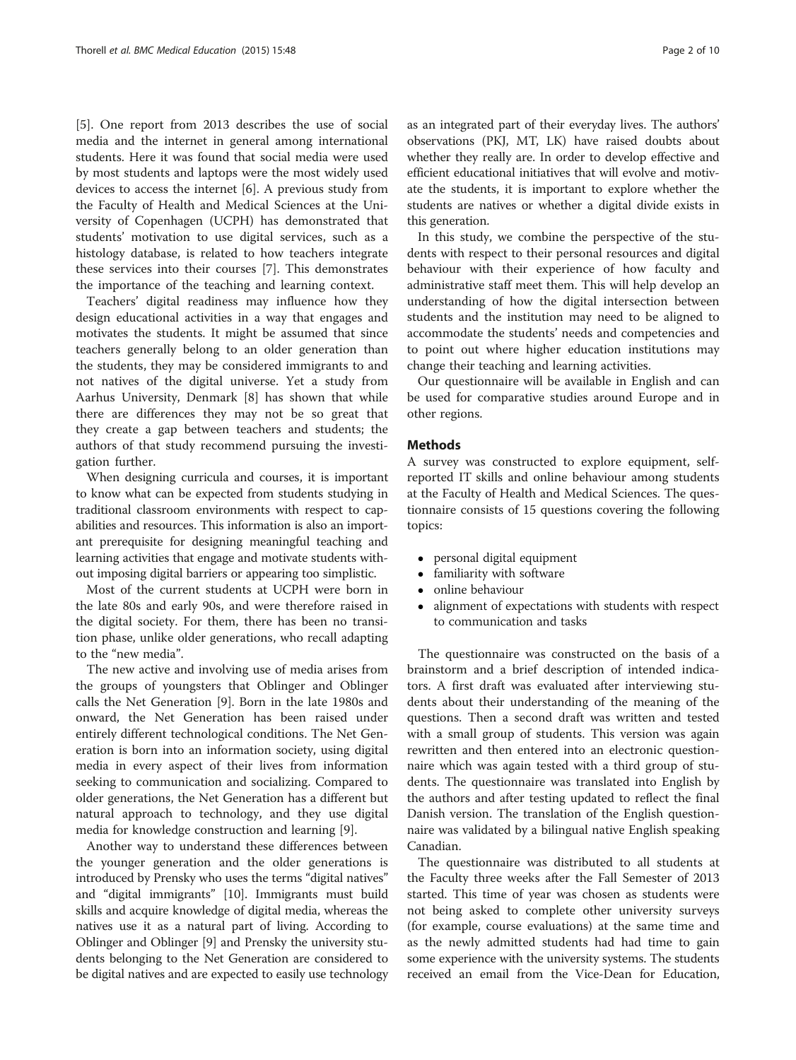[5]. One report from 2013 describes the use of social media and the internet in general among international students. Here it was found that social media were used by most students and laptops were the most widely used devices to access the internet [6]. A previous study from the Faculty of Health and Medical Sciences at the University of Copenhagen (UCPH) has demonstrated that students' motivation to use digital services, such as a histology database, is related to how teachers integrate these services into their courses [7]. This demonstrates the importance of the teaching and learning context.

Teachers' digital readiness may influence how they design educational activities in a way that engages and motivates the students. It might be assumed that since teachers generally belong to an older generation than the students, they may be considered immigrants to and not natives of the digital universe. Yet a study from Aarhus University, Denmark [8] has shown that while there are differences they may not be so great that they create a gap between teachers and students; the authors of that study recommend pursuing the investigation further.

When designing curricula and courses, it is important to know what can be expected from students studying in traditional classroom environments with respect to capabilities and resources. This information is also an important prerequisite for designing meaningful teaching and learning activities that engage and motivate students without imposing digital barriers or appearing too simplistic.

Most of the current students at UCPH were born in the late 80s and early 90s, and were therefore raised in the digital society. For them, there has been no transition phase, unlike older generations, who recall adapting to the "new media".

The new active and involving use of media arises from the groups of youngsters that Oblinger and Oblinger calls the Net Generation [9]. Born in the late 1980s and onward, the Net Generation has been raised under entirely different technological conditions. The Net Generation is born into an information society, using digital media in every aspect of their lives from information seeking to communication and socializing. Compared to older generations, the Net Generation has a different but natural approach to technology, and they use digital media for knowledge construction and learning [9].

Another way to understand these differences between the younger generation and the older generations is introduced by Prensky who uses the terms "digital natives" and "digital immigrants" [10]. Immigrants must build skills and acquire knowledge of digital media, whereas the natives use it as a natural part of living. According to Oblinger and Oblinger [9] and Prensky the university students belonging to the Net Generation are considered to be digital natives and are expected to easily use technology as an integrated part of their everyday lives. The authors' observations (PKJ, MT, LK) have raised doubts about whether they really are. In order to develop effective and efficient educational initiatives that will evolve and motivate the students, it is important to explore whether the students are natives or whether a digital divide exists in this generation.

In this study, we combine the perspective of the students with respect to their personal resources and digital behaviour with their experience of how faculty and administrative staff meet them. This will help develop an understanding of how the digital intersection between students and the institution may need to be aligned to accommodate the students' needs and competencies and to point out where higher education institutions may change their teaching and learning activities.

Our questionnaire will be available in English and can be used for comparative studies around Europe and in other regions.

## Methods

A survey was constructed to explore equipment, self-reported IT skills and online behaviour among students at the Faculty of Health and Medical Sciences. The questionnaire consists of 15 questions covering the following topics:

- personal digital equipment
- familiarity with software
- online behaviour
- alignment of expectations with students with respect to communication and tasks

The questionnaire was constructed on the basis of a brainstorm and a brief description of intended indicators. A first draft was evaluated after interviewing students about their understanding of the meaning of the questions. Then a second draft was written and tested with a small group of students. This version was again rewritten and then entered into an electronic questionnaire which was again tested with a third group of students. The questionnaire was translated into English by the authors and after testing updated to reflect the final Danish version. The translation of the English questionnaire was validated by a bilingual native English speaking Canadian.

The questionnaire was distributed to all students at the Faculty three weeks after the Fall Semester of 2013 started. This time of year was chosen as students were not being asked to complete other university surveys (for example, course evaluations) at the same time and as the newly admitted students had had time to gain some experience with the university systems. The students received an email from the Vice-Dean for Education,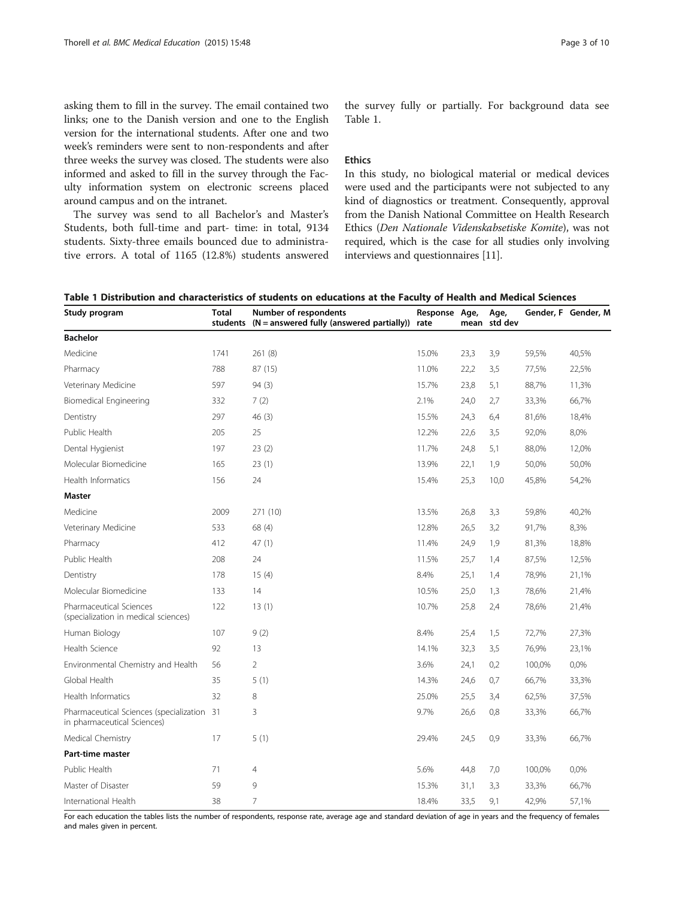asking them to fill in the survey. The email contained two links; one to the Danish version and one to the English version for the international students. After one and two week's reminders were sent to non-respondents and after three weeks the survey was closed. The students were also informed and asked to fill in the survey through the Faculty information system on electronic screens placed around campus and on the intranet.

The survey was send to all Bachelor's and Master's Students, both full-time and part- time: in total, 9134 students. Sixty-three emails bounced due to administrative errors. A total of 1165 (12.8%) students answered the survey fully or partially. For background data see Table 1.

## Ethics

In this study, no biological material or medical devices were used and the participants were not subjected to any kind of diagnostics or treatment. Consequently, approval from the Danish National Committee on Health Research Ethics (*Den Nationale Videnskabsetiske Komite*), was not required, which is the case for all studies only involving interviews and questionnaires [11].

**Table 1 Distribution and characteristics of students on educations at the Faculty of Health and Medical Sciences**

| Study program | Total students | Number of respondents (N = answered fully (answered partially)) | Response rate | Age, mean | Age, std dev | Gender, F | Gender, M |
|---|---|---|---|---|---|---|---|
| **Bachelor** | | | | | | | |
| Medicine | 1741 | 261 (8) | 15.0% | 23,3 | 3,9 | 59,5% | 40,5% |
| Pharmacy | 788 | 87 (15) | 11.0% | 22,2 | 3,5 | 77,5% | 22,5% |
| Veterinary Medicine | 597 | 94 (3) | 15.7% | 23,8 | 5,1 | 88,7% | 11,3% |
| Biomedical Engineering | 332 | 7 (2) | 2.1% | 24,0 | 2,7 | 33,3% | 66,7% |
| Dentistry | 297 | 46 (3) | 15.5% | 24,3 | 6,4 | 81,6% | 18,4% |
| Public Health | 205 | 25 | 12.2% | 22,6 | 3,5 | 92,0% | 8,0% |
| Dental Hygienist | 197 | 23 (2) | 11.7% | 24,8 | 5,1 | 88,0% | 12,0% |
| Molecular Biomedicine | 165 | 23 (1) | 13.9% | 22,1 | 1,9 | 50,0% | 50,0% |
| Health Informatics | 156 | 24 | 15.4% | 25,3 | 10,0 | 45,8% | 54,2% |
| **Master** | | | | | | | |
| Medicine | 2009 | 271 (10) | 13.5% | 26,8 | 3,3 | 59,8% | 40,2% |
| Veterinary Medicine | 533 | 68 (4) | 12.8% | 26,5 | 3,2 | 91,7% | 8,3% |
| Pharmacy | 412 | 47 (1) | 11.4% | 24,9 | 1,9 | 81,3% | 18,8% |
| Public Health | 208 | 24 | 11.5% | 25,7 | 1,4 | 87,5% | 12,5% |
| Dentistry | 178 | 15 (4) | 8.4% | 25,1 | 1,4 | 78,9% | 21,1% |
| Molecular Biomedicine | 133 | 14 | 10.5% | 25,0 | 1,3 | 78,6% | 21,4% |
| Pharmaceutical Sciences (specialization in medical sciences) | 122 | 13 (1) | 10.7% | 25,8 | 2,4 | 78,6% | 21,4% |
| Human Biology | 107 | 9 (2) | 8.4% | 25,4 | 1,5 | 72,7% | 27,3% |
| Health Science | 92 | 13 | 14.1% | 32,3 | 3,5 | 76,9% | 23,1% |
| Environmental Chemistry and Health | 56 | 2 | 3.6% | 24,1 | 0,2 | 100,0% | 0,0% |
| Global Health | 35 | 5 (1) | 14.3% | 24,6 | 0,7 | 66,7% | 33,3% |
| Health Informatics | 32 | 8 | 25.0% | 25,5 | 3,4 | 62,5% | 37,5% |
| Pharmaceutical Sciences (specialization in pharmaceutical Sciences) | 31 | 3 | 9.7% | 26,6 | 0,8 | 33,3% | 66,7% |
| Medical Chemistry | 17 | 5 (1) | 29.4% | 24,5 | 0,9 | 33,3% | 66,7% |
| **Part-time master** | | | | | | | |
| Public Health | 71 | 4 | 5.6% | 44,8 | 7,0 | 100,0% | 0,0% |
| Master of Disaster | 59 | 9 | 15.3% | 31,1 | 3,3 | 33,3% | 66,7% |
| International Health | 38 | 7 | 18.4% | 33,5 | 9,1 | 42,9% | 57,1% |

For each education the tables lists the number of respondents, response rate, average age and standard deviation of age in years and the frequency of females and males given in percent.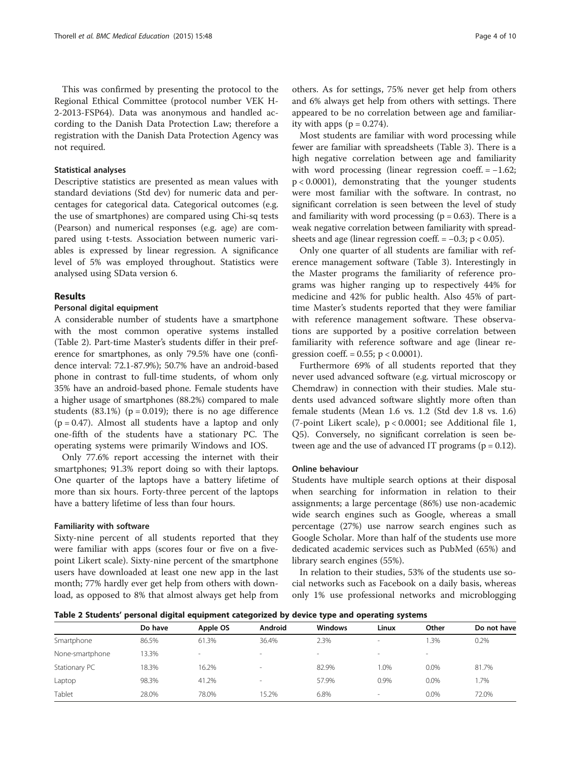This was confirmed by presenting the protocol to the Regional Ethical Committee (protocol number VEK H-2-2013-FSP64). Data was anonymous and handled according to the Danish Data Protection Law; therefore a registration with the Danish Data Protection Agency was not required.

### Statistical analyses

Descriptive statistics are presented as mean values with standard deviations (Std dev) for numeric data and percentages for categorical data. Categorical outcomes (e.g. the use of smartphones) are compared using Chi-sq tests (Pearson) and numerical responses (e.g. age) are compared using t-tests. Association between numeric variables is expressed by linear regression. A significance level of 5% was employed throughout. Statistics were analysed using SData version 6.

## Results

### Personal digital equipment

A considerable number of students have a smartphone with the most common operative systems installed (Table 2). Part-time Master's students differ in their preference for smartphones, as only 79.5% have one (confidence interval: 72.1-87.9%); 50.7% have an android-based phone in contrast to full-time students, of whom only 35% have an android-based phone. Female students have a higher usage of smartphones (88.2%) compared to male students (83.1%) ($p = 0.019$); there is no age difference ($p = 0.47$). Almost all students have a laptop and only one-fifth of the students have a stationary PC. The operating systems were primarily Windows and IOS.

Only 77.6% report accessing the internet with their smartphones; 91.3% report doing so with their laptops. One quarter of the laptops have a battery lifetime of more than six hours. Forty-three percent of the laptops have a battery lifetime of less than four hours.

### Familiarity with software

Sixty-nine percent of all students reported that they were familiar with apps (scores four or five on a five-point Likert scale). Sixty-nine percent of the smartphone users have downloaded at least one new app in the last month; 77% hardly ever get help from others with download, as opposed to 8% that almost always get help from others. As for settings, 75% never get help from others and 6% always get help from others with settings. There appeared to be no correlation between age and familiarity with apps ($p = 0.274$).

Most students are familiar with word processing while fewer are familiar with spreadsheets (Table 3). There is a high negative correlation between age and familiarity with word processing (linear regression coeff. = −1.62; $p < 0.0001$), demonstrating that the younger students were most familiar with the software. In contrast, no significant correlation is seen between the level of study and familiarity with word processing ($p = 0.63$). There is a weak negative correlation between familiarity with spreadsheets and age (linear regression coeff. = −0.3; $p < 0.05$).

Only one quarter of all students are familiar with reference management software (Table 3). Interestingly in the Master programs the familiarity of reference programs was higher ranging up to respectively 44% for medicine and 42% for public health. Also 45% of part-time Master's students reported that they were familiar with reference management software. These observations are supported by a positive correlation between familiarity with reference software and age (linear regression coeff. = 0.55; $p < 0.0001$).

Furthermore 69% of all students reported that they never used advanced software (e.g. virtual microscopy or Chemdraw) in connection with their studies. Male students used advanced software slightly more often than female students (Mean 1.6 vs. 1.2 (Std dev 1.8 vs. 1.6) (7-point Likert scale), $p < 0.0001$; see Additional file 1, Q5). Conversely, no significant correlation is seen between age and the use of advanced IT programs ($p = 0.12$).

### Online behaviour

Students have multiple search options at their disposal when searching for information in relation to their assignments; a large percentage (86%) use non-academic wide search engines such as Google, whereas a small percentage (27%) use narrow search engines such as Google Scholar. More than half of the students use more dedicated academic services such as PubMed (65%) and library search engines (55%).

In relation to their studies, 53% of the students use social networks such as Facebook on a daily basis, whereas only 1% use professional networks and microblogging

**Table 2 Students' personal digital equipment categorized by device type and operating systems**

| | Do have | Apple OS | Android | Windows | Linux | Other | Do not have |
|---|---|---|---|---|---|---|---|
| Smartphone | 86.5% | 61.3% | 36.4% | 2.3% | - | 1.3% | 0.2% |
| None-smartphone | 13.3% | - | - | - | - | - | |
| Stationary PC | 18.3% | 16.2% | - | 82.9% | 1.0% | 0.0% | 81.7% |
| Laptop | 98.3% | 41.2% | - | 57.9% | 0.9% | 0.0% | 1.7% |
| Tablet | 28.0% | 78.0% | 15.2% | 6.8% | - | 0.0% | 72.0% |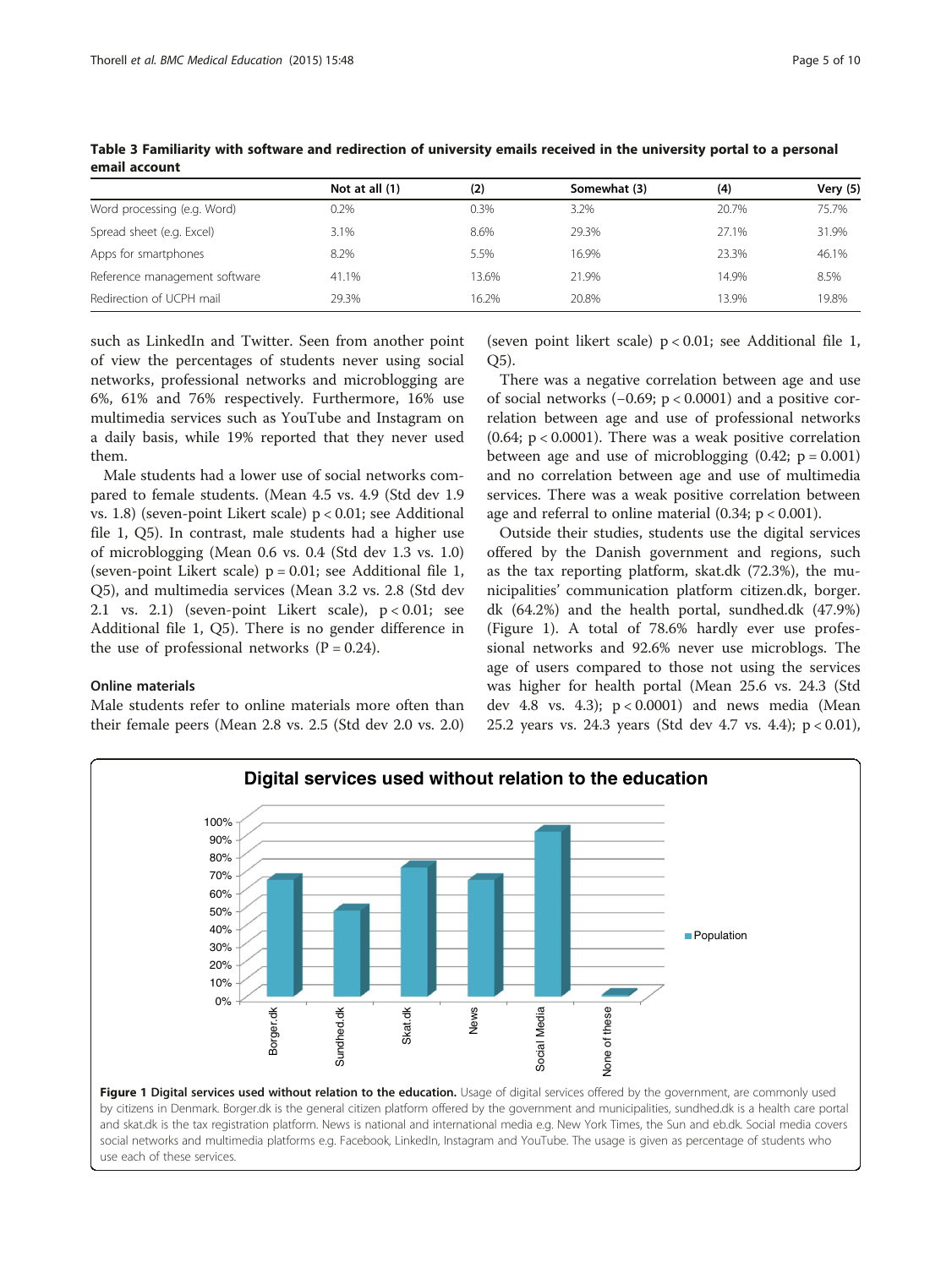**Table 3 Familiarity with software and redirection of university emails received in the university portal to a personal email account**

| | Not at all (1) | (2) | Somewhat (3) | (4) | Very (5) |
|---|---|---|---|---|---|
| Word processing (e.g. Word) | 0.2% | 0.3% | 3.2% | 20.7% | 75.7% |
| Spread sheet (e.g. Excel) | 3.1% | 8.6% | 29.3% | 27.1% | 31.9% |
| Apps for smartphones | 8.2% | 5.5% | 16.9% | 23.3% | 46.1% |
| Reference management software | 41.1% | 13.6% | 21.9% | 14.9% | 8.5% |
| Redirection of UCPH mail | 29.3% | 16.2% | 20.8% | 13.9% | 19.8% |

such as LinkedIn and Twitter. Seen from another point of view the percentages of students never using social networks, professional networks and microblogging are 6%, 61% and 76% respectively. Furthermore, 16% use multimedia services such as YouTube and Instagram on a daily basis, while 19% reported that they never used them.

Male students had a lower use of social networks compared to female students. (Mean 4.5 vs. 4.9 (Std dev 1.9 vs. 1.8) (seven-point Likert scale) $p < 0.01$; see Additional file 1, Q5). In contrast, male students had a higher use of microblogging (Mean 0.6 vs. 0.4 (Std dev 1.3 vs. 1.0) (seven-point Likert scale) $p = 0.01$; see Additional file 1, Q5), and multimedia services (Mean 3.2 vs. 2.8 (Std dev 2.1 vs. 2.1) (seven-point Likert scale), $p < 0.01$; see Additional file 1, Q5). There is no gender difference in the use of professional networks ($P = 0.24$).

### Online materials

Male students refer to online materials more often than their female peers (Mean 2.8 vs. 2.5 (Std dev 2.0 vs. 2.0) (seven point likert scale) $p < 0.01$; see Additional file 1, Q5).

There was a negative correlation between age and use of social networks (−0.69; $p < 0.0001$) and a positive correlation between age and use of professional networks (0.64; $p < 0.0001$). There was a weak positive correlation between age and use of microblogging (0.42; $p = 0.001$) and no correlation between age and use of multimedia services. There was a weak positive correlation between age and referral to online material (0.34; $p < 0.001$).

Outside their studies, students use the digital services offered by the Danish government and regions, such as the tax reporting platform, skat.dk (72.3%), the municipalities' communication platform citizen.dk, borger.dk (64.2%) and the health portal, sundhed.dk (47.9%) (Figure 1). A total of 78.6% hardly ever use professional networks and 92.6% never use microblogs. The age of users compared to those not using the services was higher for health portal (Mean 25.6 vs. 24.3 (Std dev 4.8 vs. 4.3); $p < 0.0001$) and news media (Mean 25.2 years vs. 24.3 years (Std dev 4.7 vs. 4.4); $p < 0.01$),

**Figure 1 Digital services used without relation to the education.** Usage of digital services offered by the government, are commonly used by citizens in Denmark. Borger.dk is the general citizen platform offered by the government and municipalities, sundhed.dk is a health care portal and skat.dk is the tax registration platform. News is national and international media e.g. New York Times, the Sun and eb.dk. Social media covers social networks and multimedia platforms e.g. Facebook, LinkedIn, Instagram and YouTube. The usage is given as percentage of students who use each of these services.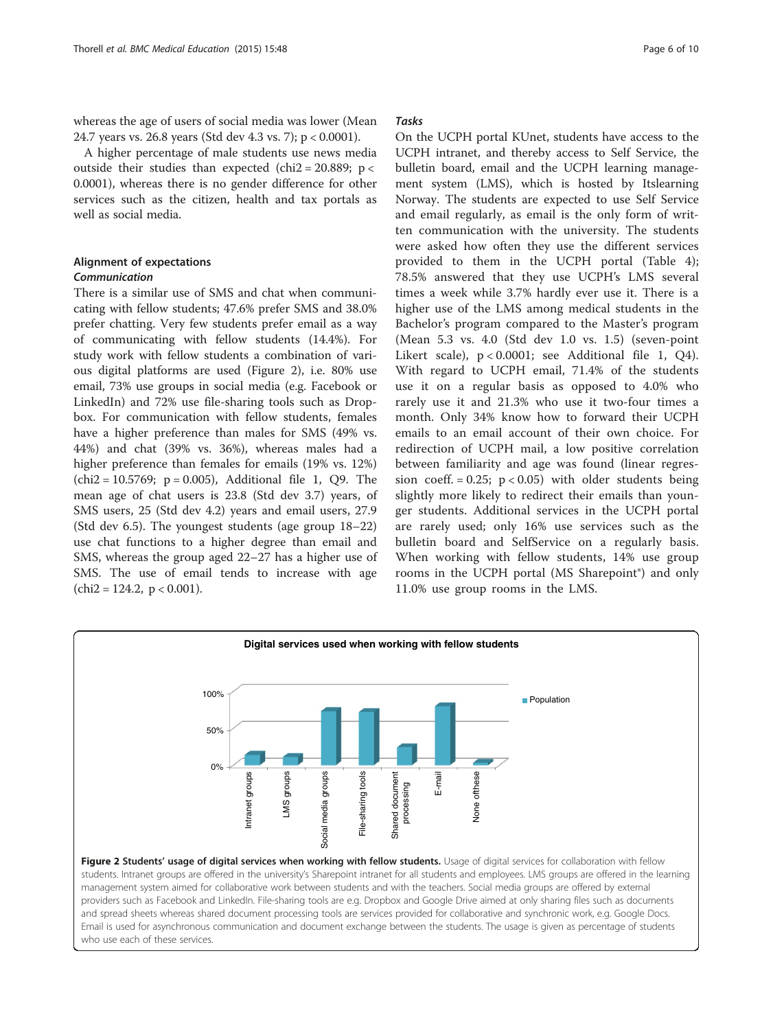whereas the age of users of social media was lower (Mean 24.7 years vs. 26.8 years (Std dev 4.3 vs. 7); $p < 0.0001$).

A higher percentage of male students use news media outside their studies than expected ($chi2 = 20.889$; $p < 0.0001$), whereas there is no gender difference for other services such as the citizen, health and tax portals as well as social media.

## Alignment of expectations

### *Communication*

There is a similar use of SMS and chat when communicating with fellow students; 47.6% prefer SMS and 38.0% prefer chatting. Very few students prefer email as a way of communicating with fellow students (14.4%). For study work with fellow students a combination of various digital platforms are used (Figure 2), i.e. 80% use email, 73% use groups in social media (e.g. Facebook or LinkedIn) and 72% use file-sharing tools such as Dropbox. For communication with fellow students, females have a higher preference than males for SMS (49% vs. 44%) and chat (39% vs. 36%), whereas males had a higher preference than females for emails (19% vs. 12%) ($chi2 = 10.5769$; $p = 0.005$), Additional file 1, Q9. The mean age of chat users is 23.8 (Std dev 3.7) years, of SMS users, 25 (Std dev 4.2) years and email users, 27.9 (Std dev 6.5). The youngest students (age group 18–22) use chat functions to a higher degree than email and SMS, whereas the group aged 22–27 has a higher use of SMS. The use of email tends to increase with age ($chi2 = 124.2$, $p < 0.001$).

### *Tasks*

On the UCPH portal KUnet, students have access to the UCPH intranet, and thereby access to Self Service, the bulletin board, email and the UCPH learning management system (LMS), which is hosted by Itslearning Norway. The students are expected to use Self Service and email regularly, as email is the only form of written communication with the university. The students were asked how often they use the different services provided to them in the UCPH portal (Table 4); 78.5% answered that they use UCPH's LMS several times a week while 3.7% hardly ever use it. There is a higher use of the LMS among medical students in the Bachelor's program compared to the Master's program (Mean 5.3 vs. 4.0 (Std dev 1.0 vs. 1.5) (seven-point Likert scale), $p < 0.0001$; see Additional file 1, Q4). With regard to UCPH email, 71.4% of the students use it on a regular basis as opposed to 4.0% who rarely use it and 21.3% who use it two-four times a month. Only 34% know how to forward their UCPH emails to an email account of their own choice. For redirection of UCPH mail, a low positive correlation between familiarity and age was found (linear regression coeff. = 0.25; $p < 0.05$) with older students being slightly more likely to redirect their emails than younger students. Additional services in the UCPH portal are rarely used; only 16% use services such as the bulletin board and SelfService on a regularly basis. When working with fellow students, 14% use group rooms in the UCPH portal (MS Sharepoint®) and only 11.0% use group rooms in the LMS.

**Figure 2 Students' usage of digital services when working with fellow students.** Usage of digital services for collaboration with fellow students. Intranet groups are offered in the university's Sharepoint intranet for all students and employees. LMS groups are offered in the learning management system aimed for collaborative work between students and with the teachers. Social media groups are offered by external providers such as Facebook and LinkedIn. File-sharing tools are e.g. Dropbox and Google Drive aimed at only sharing files such as documents and spread sheets whereas shared document processing tools are services provided for collaborative and synchronic work, e.g. Google Docs. Email is used for asynchronous communication and document exchange between the students. The usage is given as percentage of students who use each of these services.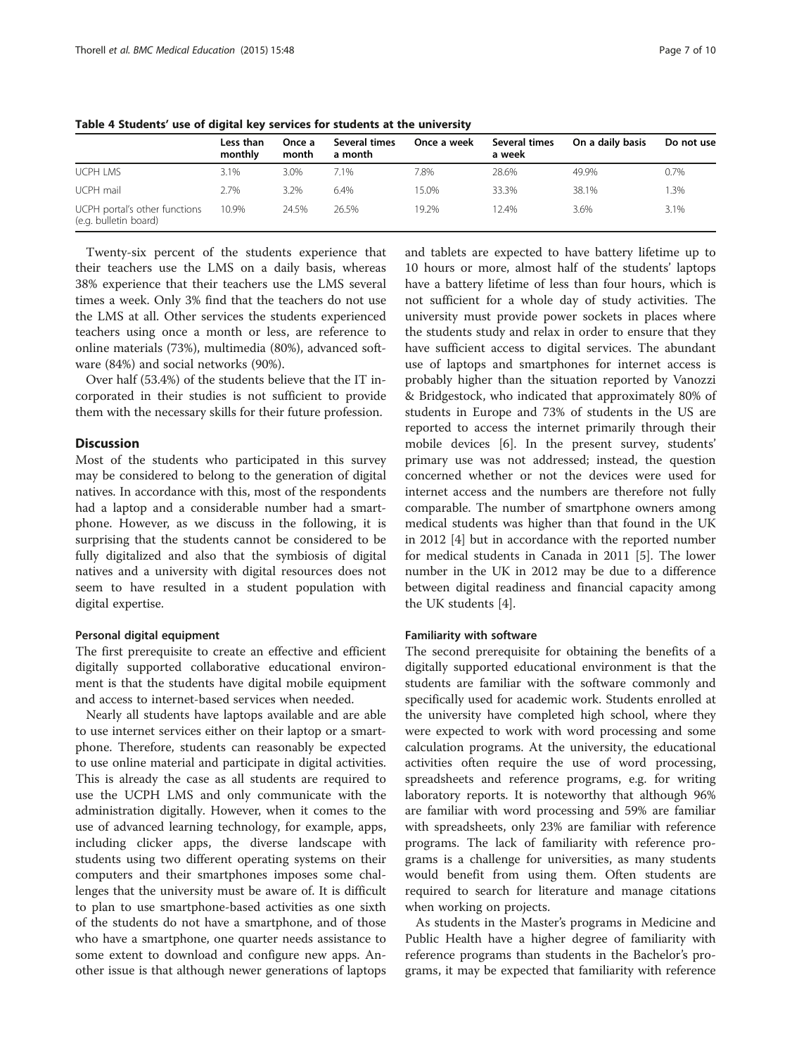**Table 4 Students' use of digital key services for students at the university**

| | Less than monthly | Once a month | Several times a month | Once a week | Several times a week | On a daily basis | Do not use |
|---|---|---|---|---|---|---|---|
| UCPH LMS | 3.1% | 3.0% | 7.1% | 7.8% | 28.6% | 49.9% | 0.7% |
| UCPH mail | 2.7% | 3.2% | 6.4% | 15.0% | 33.3% | 38.1% | 1.3% |
| UCPH portal's other functions (e.g. bulletin board) | 10.9% | 24.5% | 26.5% | 19.2% | 12.4% | 3.6% | 3.1% |

Twenty-six percent of the students experience that their teachers use the LMS on a daily basis, whereas 38% experience that their teachers use the LMS several times a week. Only 3% find that the teachers do not use the LMS at all. Other services the students experienced teachers using once a month or less, are reference to online materials (73%), multimedia (80%), advanced software (84%) and social networks (90%).

Over half (53.4%) of the students believe that the IT incorporated in their studies is not sufficient to provide them with the necessary skills for their future profession.

## Discussion

Most of the students who participated in this survey may be considered to belong to the generation of digital natives. In accordance with this, most of the respondents had a laptop and a considerable number had a smartphone. However, as we discuss in the following, it is surprising that the students cannot be considered to be fully digitalized and also that the symbiosis of digital natives and a university with digital resources does not seem to have resulted in a student population with digital expertise.

### Personal digital equipment

The first prerequisite to create an effective and efficient digitally supported collaborative educational environment is that the students have digital mobile equipment and access to internet-based services when needed.

Nearly all students have laptops available and are able to use internet services either on their laptop or a smartphone. Therefore, students can reasonably be expected to use online material and participate in digital activities. This is already the case as all students are required to use the UCPH LMS and only communicate with the administration digitally. However, when it comes to the use of advanced learning technology, for example, apps, including clicker apps, the diverse landscape with students using two different operating systems on their computers and their smartphones imposes some challenges that the university must be aware of. It is difficult to plan to use smartphone-based activities as one sixth of the students do not have a smartphone, and of those who have a smartphone, one quarter needs assistance to some extent to download and configure new apps. Another issue is that although newer generations of laptops and tablets are expected to have battery lifetime up to 10 hours or more, almost half of the students' laptops have a battery lifetime of less than four hours, which is not sufficient for a whole day of study activities. The university must provide power sockets in places where the students study and relax in order to ensure that they have sufficient access to digital services. The abundant use of laptops and smartphones for internet access is probably higher than the situation reported by Vanozzi & Bridgestock, who indicated that approximately 80% of students in Europe and 73% of students in the US are reported to access the internet primarily through their mobile devices [6]. In the present survey, students' primary use was not addressed; instead, the question concerned whether or not the devices were used for internet access and the numbers are therefore not fully comparable. The number of smartphone owners among medical students was higher than that found in the UK in 2012 [4] but in accordance with the reported number for medical students in Canada in 2011 [5]. The lower number in the UK in 2012 may be due to a difference between digital readiness and financial capacity among the UK students [4].

### Familiarity with software

The second prerequisite for obtaining the benefits of a digitally supported educational environment is that the students are familiar with the software commonly and specifically used for academic work. Students enrolled at the university have completed high school, where they were expected to work with word processing and some calculation programs. At the university, the educational activities often require the use of word processing, spreadsheets and reference programs, e.g. for writing laboratory reports. It is noteworthy that although 96% are familiar with word processing and 59% are familiar with spreadsheets, only 23% are familiar with reference programs. The lack of familiarity with reference programs is a challenge for universities, as many students would benefit from using them. Often students are required to search for literature and manage citations when working on projects.

As students in the Master's programs in Medicine and Public Health have a higher degree of familiarity with reference programs than students in the Bachelor's programs, it may be expected that familiarity with reference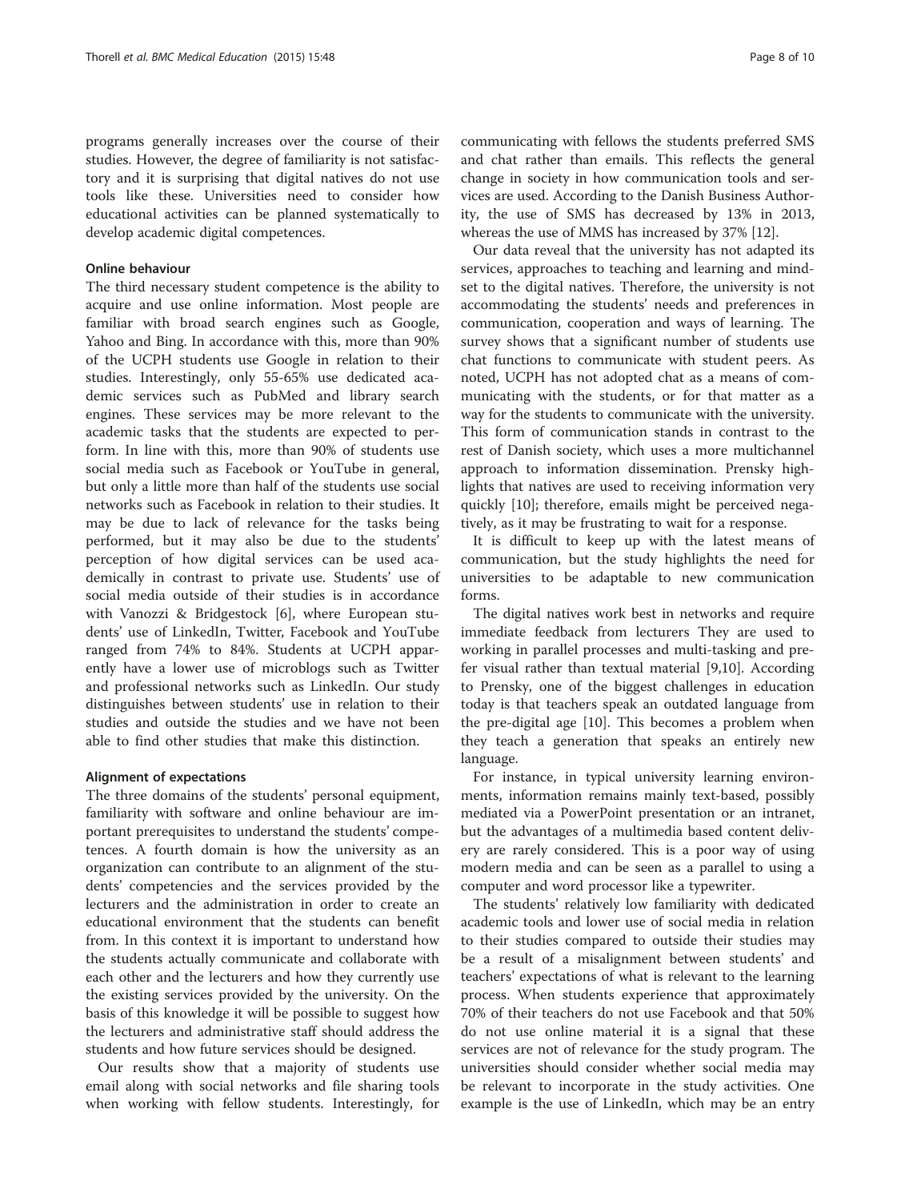programs generally increases over the course of their studies. However, the degree of familiarity is not satisfactory and it is surprising that digital natives do not use tools like these. Universities need to consider how educational activities can be planned systematically to develop academic digital competences.

#### Online behaviour

The third necessary student competence is the ability to acquire and use online information. Most people are familiar with broad search engines such as Google, Yahoo and Bing. In accordance with this, more than 90% of the UCPH students use Google in relation to their studies. Interestingly, only 55-65% use dedicated academic services such as PubMed and library search engines. These services may be more relevant to the academic tasks that the students are expected to perform. In line with this, more than 90% of students use social media such as Facebook or YouTube in general, but only a little more than half of the students use social networks such as Facebook in relation to their studies. It may be due to lack of relevance for the tasks being performed, but it may also be due to the students' perception of how digital services can be used academically in contrast to private use. Students' use of social media outside of their studies is in accordance with Vanozzi & Bridgestock [6], where European students' use of LinkedIn, Twitter, Facebook and YouTube ranged from 74% to 84%. Students at UCPH apparently have a lower use of microblogs such as Twitter and professional networks such as LinkedIn. Our study distinguishes between students' use in relation to their studies and outside the studies and we have not been able to find other studies that make this distinction.

#### Alignment of expectations

The three domains of the students' personal equipment, familiarity with software and online behaviour are important prerequisites to understand the students' competences. A fourth domain is how the university as an organization can contribute to an alignment of the students' competencies and the services provided by the lecturers and the administration in order to create an educational environment that the students can benefit from. In this context it is important to understand how the students actually communicate and collaborate with each other and the lecturers and how they currently use the existing services provided by the university. On the basis of this knowledge it will be possible to suggest how the lecturers and administrative staff should address the students and how future services should be designed.

Our results show that a majority of students use email along with social networks and file sharing tools when working with fellow students. Interestingly, for communicating with fellows the students preferred SMS and chat rather than emails. This reflects the general change in society in how communication tools and services are used. According to the Danish Business Authority, the use of SMS has decreased by 13% in 2013, whereas the use of MMS has increased by 37% [12].

Our data reveal that the university has not adapted its services, approaches to teaching and learning and mindset to the digital natives. Therefore, the university is not accommodating the students' needs and preferences in communication, cooperation and ways of learning. The survey shows that a significant number of students use chat functions to communicate with student peers. As noted, UCPH has not adopted chat as a means of communicating with the students, or for that matter as a way for the students to communicate with the university. This form of communication stands in contrast to the rest of Danish society, which uses a more multichannel approach to information dissemination. Prensky highlights that natives are used to receiving information very quickly [10]; therefore, emails might be perceived negatively, as it may be frustrating to wait for a response.

It is difficult to keep up with the latest means of communication, but the study highlights the need for universities to be adaptable to new communication forms.

The digital natives work best in networks and require immediate feedback from lecturers They are used to working in parallel processes and multi-tasking and prefer visual rather than textual material [9,10]. According to Prensky, one of the biggest challenges in education today is that teachers speak an outdated language from the pre-digital age [10]. This becomes a problem when they teach a generation that speaks an entirely new language.

For instance, in typical university learning environments, information remains mainly text-based, possibly mediated via a PowerPoint presentation or an intranet, but the advantages of a multimedia based content delivery are rarely considered. This is a poor way of using modern media and can be seen as a parallel to using a computer and word processor like a typewriter.

The students' relatively low familiarity with dedicated academic tools and lower use of social media in relation to their studies compared to outside their studies may be a result of a misalignment between students' and teachers' expectations of what is relevant to the learning process. When students experience that approximately 70% of their teachers do not use Facebook and that 50% do not use online material it is a signal that these services are not of relevance for the study program. The universities should consider whether social media may be relevant to incorporate in the study activities. One example is the use of LinkedIn, which may be an entry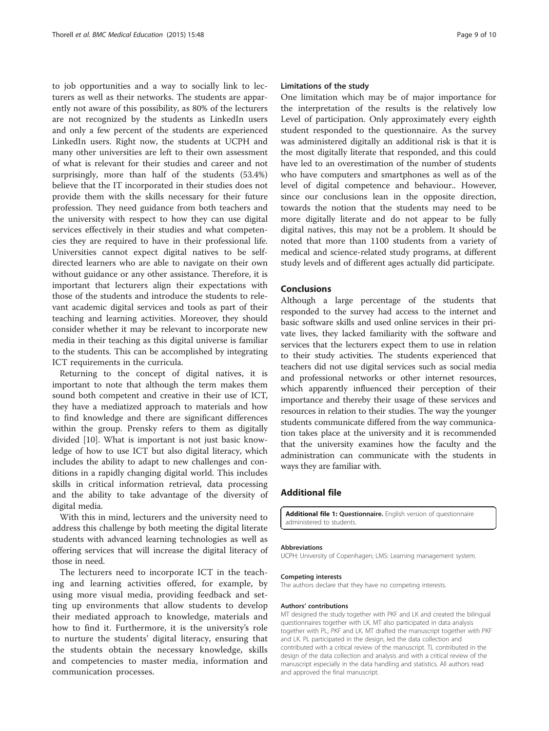to job opportunities and a way to socially link to lecturers as well as their networks. The students are apparently not aware of this possibility, as 80% of the lecturers are not recognized by the students as LinkedIn users and only a few percent of the students are experienced LinkedIn users. Right now, the students at UCPH and many other universities are left to their own assessment of what is relevant for their studies and career and not surprisingly, more than half of the students (53.4%) believe that the IT incorporated in their studies does not provide them with the skills necessary for their future profession. They need guidance from both teachers and the university with respect to how they can use digital services effectively in their studies and what competencies they are required to have in their professional life. Universities cannot expect digital natives to be self-directed learners who are able to navigate on their own without guidance or any other assistance. Therefore, it is important that lecturers align their expectations with those of the students and introduce the students to relevant academic digital services and tools as part of their teaching and learning activities. Moreover, they should consider whether it may be relevant to incorporate new media in their teaching as this digital universe is familiar to the students. This can be accomplished by integrating ICT requirements in the curricula.

Returning to the concept of digital natives, it is important to note that although the term makes them sound both competent and creative in their use of ICT, they have a mediatized approach to materials and how to find knowledge and there are significant differences within the group. Prensky refers to them as digitally divided [10]. What is important is not just basic knowledge of how to use ICT but also digital literacy, which includes the ability to adapt to new challenges and conditions in a rapidly changing digital world. This includes skills in critical information retrieval, data processing and the ability to take advantage of the diversity of digital media.

With this in mind, lecturers and the university need to address this challenge by both meeting the digital literate students with advanced learning technologies as well as offering services that will increase the digital literacy of those in need.

The lecturers need to incorporate ICT in the teaching and learning activities offered, for example, by using more visual media, providing feedback and setting up environments that allow students to develop their mediated approach to knowledge, materials and how to find it. Furthermore, it is the university's role to nurture the students' digital literacy, ensuring that the students obtain the necessary knowledge, skills and competencies to master media, information and communication processes.

### Limitations of the study

One limitation which may be of major importance for the interpretation of the results is the relatively low Level of participation. Only approximately every eighth student responded to the questionnaire. As the survey was administered digitally an additional risk is that it is the most digitally literate that responded, and this could have led to an overestimation of the number of students who have computers and smartphones as well as of the level of digital competence and behaviour.. However, since our conclusions lean in the opposite direction, towards the notion that the students may need to be more digitally literate and do not appear to be fully digital natives, this may not be a problem. It should be noted that more than 1100 students from a variety of medical and science-related study programs, at different study levels and of different ages actually did participate.

## Conclusions

Although a large percentage of the students that responded to the survey had access to the internet and basic software skills and used online services in their private lives, they lacked familiarity with the software and services that the lecturers expect them to use in relation to their study activities. The students experienced that teachers did not use digital services such as social media and professional networks or other internet resources, which apparently influenced their perception of their importance and thereby their usage of these services and resources in relation to their studies. The way the younger students communicate differed from the way communication takes place at the university and it is recommended that the university examines how the faculty and the administration can communicate with the students in ways they are familiar with.

## Additional file

**Additional file 1: Questionnaire.** English version of questionnaire administered to students.

#### Abbreviations

UCPH: University of Copenhagen; LMS: Learning management system.

#### Competing interests

The authors declare that they have no competing interests.

#### Authors' contributions

MT designed the study together with PKF and LK and created the bilingual questionnaires together with LK. MT also participated in data analysis together with PL, PKF and LK. MT drafted the manuscript together with PKF and LK. PL participated in the design, led the data collection and contributed with a critical review of the manuscript. TL contributed in the design of the data collection and analysis and with a critical review of the manuscript especially in the data handling and statistics. All authors read and approved the final manuscript.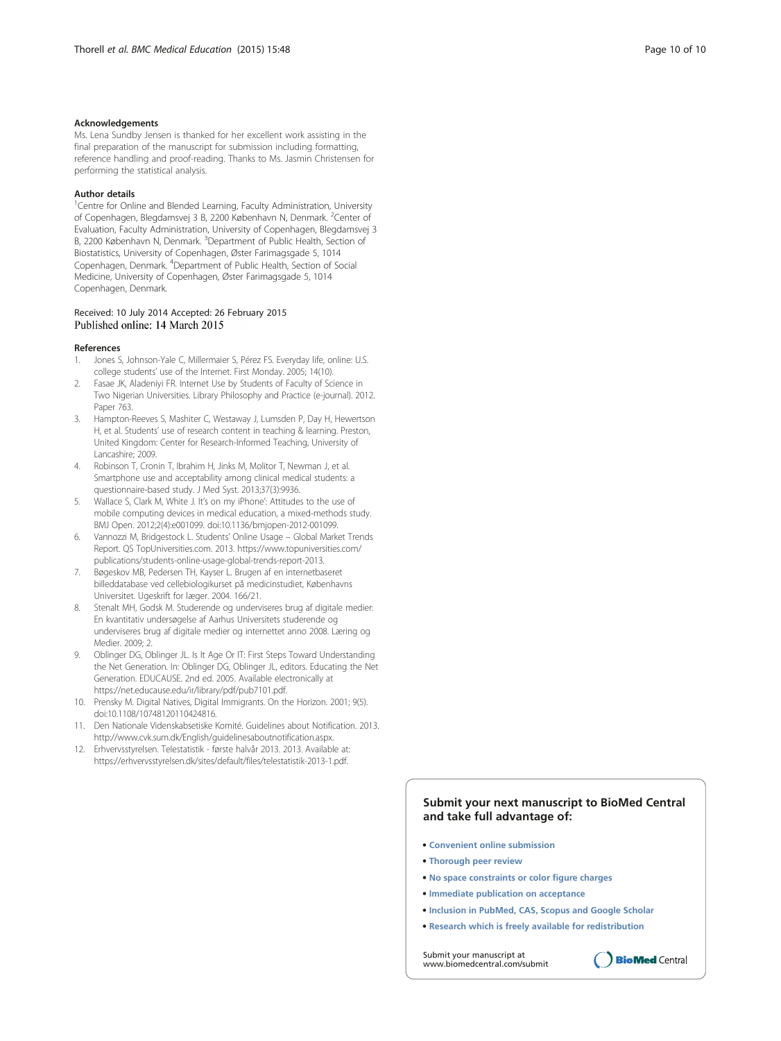### Acknowledgements

Ms. Lena Sundby Jensen is thanked for her excellent work assisting in the final preparation of the manuscript for submission including formatting, reference handling and proof-reading. Thanks to Ms. Jasmin Christensen for performing the statistical analysis.

### Author details

[1]Centre for Online and Blended Learning, Faculty Administration, University of Copenhagen, Blegdamsvej 3 B, 2200 København N, Denmark. [2]Center of Evaluation, Faculty Administration, University of Copenhagen, Blegdamsvej 3 B, 2200 København N, Denmark. [3]Department of Public Health, Section of Biostatistics, University of Copenhagen, Øster Farimagsgade 5, 1014 Copenhagen, Denmark. [4]Department of Public Health, Section of Social Medicine, University of Copenhagen, Øster Farimagsgade 5, 1014 Copenhagen, Denmark.

Received: 10 July 2014 Accepted: 26 February 2015
Published online: 14 March 2015

### References

1. Jones S, Johnson-Yale C, Millermaier S, Pérez FS. Everyday life, online: U.S. college students' use of the Internet. First Monday. 2005; 14(10).
2. Fasae JK, Aladeniyi FR. Internet Use by Students of Faculty of Science in Two Nigerian Universities. Library Philosophy and Practice (e-journal). 2012. Paper 763.
3. Hampton-Reeves S, Mashiter C, Westaway J, Lumsden P, Day H, Hewertson H, et al. Students' use of research content in teaching & learning. Preston, United Kingdom: Center for Research-Informed Teaching, University of Lancashire; 2009.
4. Robinson T, Cronin T, Ibrahim H, Jinks M, Molitor T, Newman J, et al. Smartphone use and acceptability among clinical medical students: a questionnaire-based study. J Med Syst. 2013;37(3):9936.
5. Wallace S, Clark M, White J. It's on my iPhone': Attitudes to the use of mobile computing devices in medical education, a mixed-methods study. BMJ Open. 2012;2(4):e001099. doi:10.1136/bmjopen-2012-001099.
6. Vannozzi M, Bridgestock L. Students' Online Usage – Global Market Trends Report. QS TopUniversities.com. 2013. https://www.topuniversities.com/publications/students-online-usage-global-trends-report-2013.
7. Bøgeskov MB, Pedersen TH, Kayser L. Brugen af en internetbaseret billeddatabase ved cellebiologikurset på medicinstudiet, Københavns Universitet. Ugeskrift for læger. 2004. 166/21.
8. Stenalt MH, Godsk M. Studerende og underviseres brug af digitale medier: En kvantitativ undersøgelse af Aarhus Universitets studerende og underviseres brug af digitale medier og internettet anno 2008. Læring og Medier. 2009; 2.
9. Oblinger DG, Oblinger JL. Is It Age Or IT: First Steps Toward Understanding the Net Generation. In: Oblinger DG, Oblinger JL, editors. Educating the Net Generation. EDUCAUSE. 2nd ed. 2005. Available electronically at https://net.educause.edu/ir/library/pdf/pub7101.pdf.
10. Prensky M. Digital Natives, Digital Immigrants. On the Horizon. 2001; 9(5). doi:10.1108/10748120110424816.
11. Den Nationale Videnskabsetiske Komité. Guidelines about Notification. 2013. http://www.cvk.sum.dk/English/guidelinesaboutnotification.aspx.
12. Erhvervsstyrelsen. Telestatistik - første halvår 2013. 2013. Available at: https://erhvervsstyrelsen.dk/sites/default/files/telestatistik-2013-1.pdf.

**Submit your next manuscript to BioMed Central and take full advantage of:**

- **Convenient online submission**
- **Thorough peer review**
- **No space constraints or color figure charges**
- **Immediate publication on acceptance**
- **Inclusion in PubMed, CAS, Scopus and Google Scholar**
- **Research which is freely available for redistribution**

Submit your manuscript at
www.biomedcentral.com/submit

BioMed Central